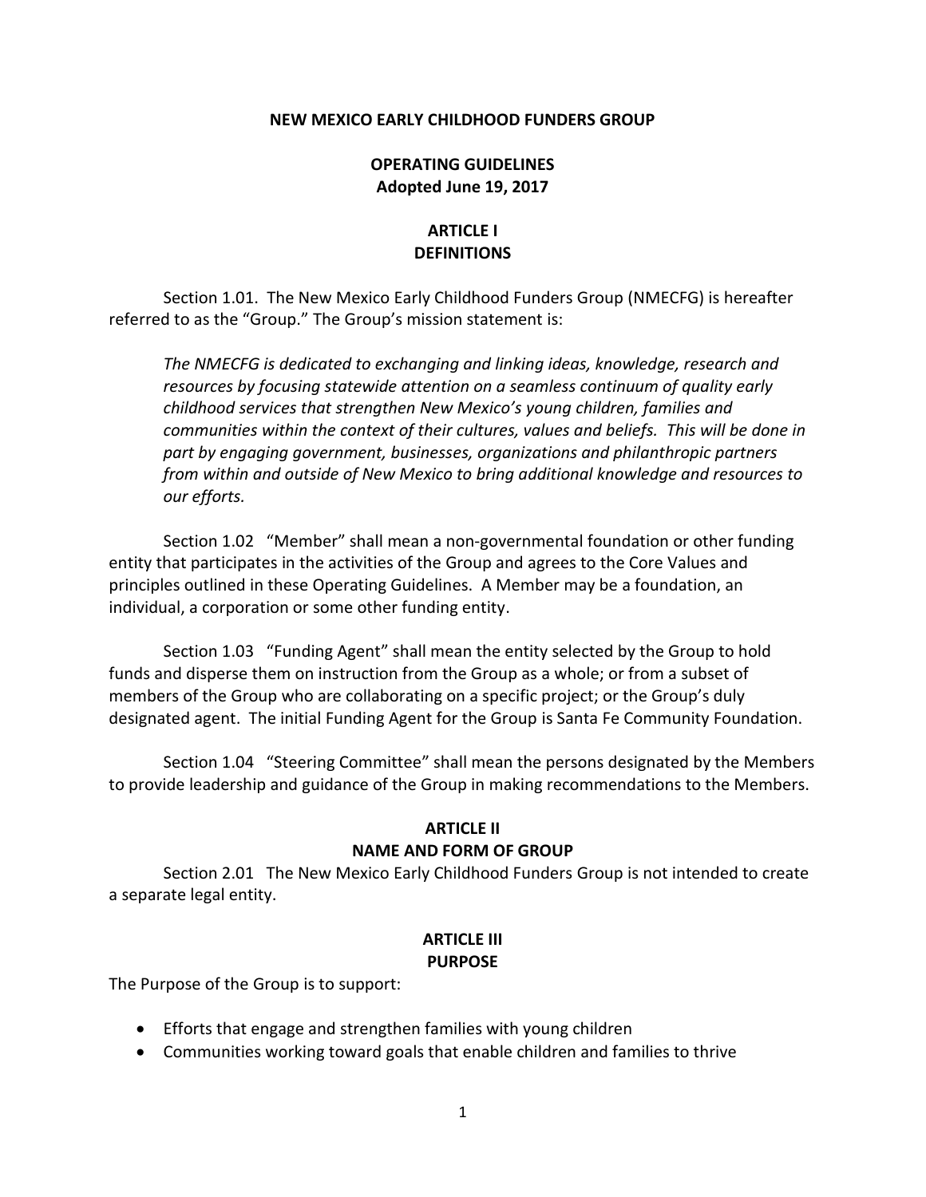# NEW MEXICO EARLY CHILDHOOD FUNDERS GROUP

## OPERATING GUIDELINES
**Adopted June 19, 2017**

## ARTICLE I
## DEFINITIONS

Section 1.01. The New Mexico Early Childhood Funders Group (NMECFG) is hereafter referred to as the "Group." The Group's mission statement is:

*The NMECFG is dedicated to exchanging and linking ideas, knowledge, research and resources by focusing statewide attention on a seamless continuum of quality early childhood services that strengthen New Mexico's young children, families and communities within the context of their cultures, values and beliefs. This will be done in part by engaging government, businesses, organizations and philanthropic partners from within and outside of New Mexico to bring additional knowledge and resources to our efforts.*

Section 1.02 "Member" shall mean a non-governmental foundation or other funding entity that participates in the activities of the Group and agrees to the Core Values and principles outlined in these Operating Guidelines. A Member may be a foundation, an individual, a corporation or some other funding entity.

Section 1.03 "Funding Agent" shall mean the entity selected by the Group to hold funds and disperse them on instruction from the Group as a whole; or from a subset of members of the Group who are collaborating on a specific project; or the Group's duly designated agent. The initial Funding Agent for the Group is Santa Fe Community Foundation.

Section 1.04 "Steering Committee" shall mean the persons designated by the Members to provide leadership and guidance of the Group in making recommendations to the Members.

## ARTICLE II
## NAME AND FORM OF GROUP

Section 2.01 The New Mexico Early Childhood Funders Group is not intended to create a separate legal entity.

## ARTICLE III
## PURPOSE

The Purpose of the Group is to support:

- Efforts that engage and strengthen families with young children
- Communities working toward goals that enable children and families to thrive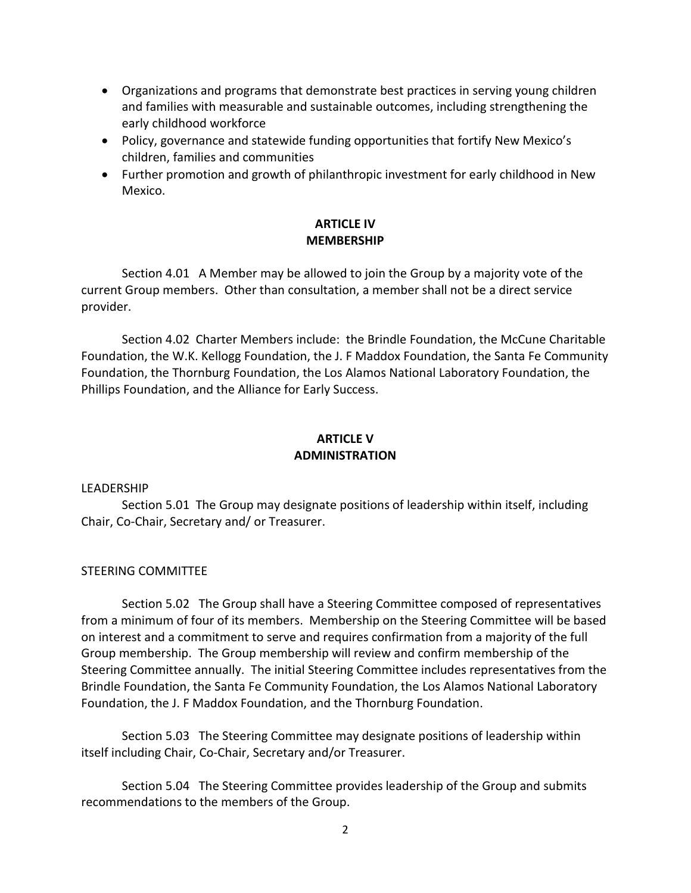- Organizations and programs that demonstrate best practices in serving young children and families with measurable and sustainable outcomes, including strengthening the early childhood workforce
- Policy, governance and statewide funding opportunities that fortify New Mexico's children, families and communities
- Further promotion and growth of philanthropic investment for early childhood in New Mexico.

## ARTICLE IV
## MEMBERSHIP

Section 4.01 A Member may be allowed to join the Group by a majority vote of the current Group members. Other than consultation, a member shall not be a direct service provider.

Section 4.02 Charter Members include: the Brindle Foundation, the McCune Charitable Foundation, the W.K. Kellogg Foundation, the J. F Maddox Foundation, the Santa Fe Community Foundation, the Thornburg Foundation, the Los Alamos National Laboratory Foundation, the Phillips Foundation, and the Alliance for Early Success.

## ARTICLE V
## ADMINISTRATION

LEADERSHIP

Section 5.01 The Group may designate positions of leadership within itself, including Chair, Co-Chair, Secretary and/ or Treasurer.

STEERING COMMITTEE

Section 5.02 The Group shall have a Steering Committee composed of representatives from a minimum of four of its members. Membership on the Steering Committee will be based on interest and a commitment to serve and requires confirmation from a majority of the full Group membership. The Group membership will review and confirm membership of the Steering Committee annually. The initial Steering Committee includes representatives from the Brindle Foundation, the Santa Fe Community Foundation, the Los Alamos National Laboratory Foundation, the J. F Maddox Foundation, and the Thornburg Foundation.

Section 5.03 The Steering Committee may designate positions of leadership within itself including Chair, Co-Chair, Secretary and/or Treasurer.

Section 5.04 The Steering Committee provides leadership of the Group and submits recommendations to the members of the Group.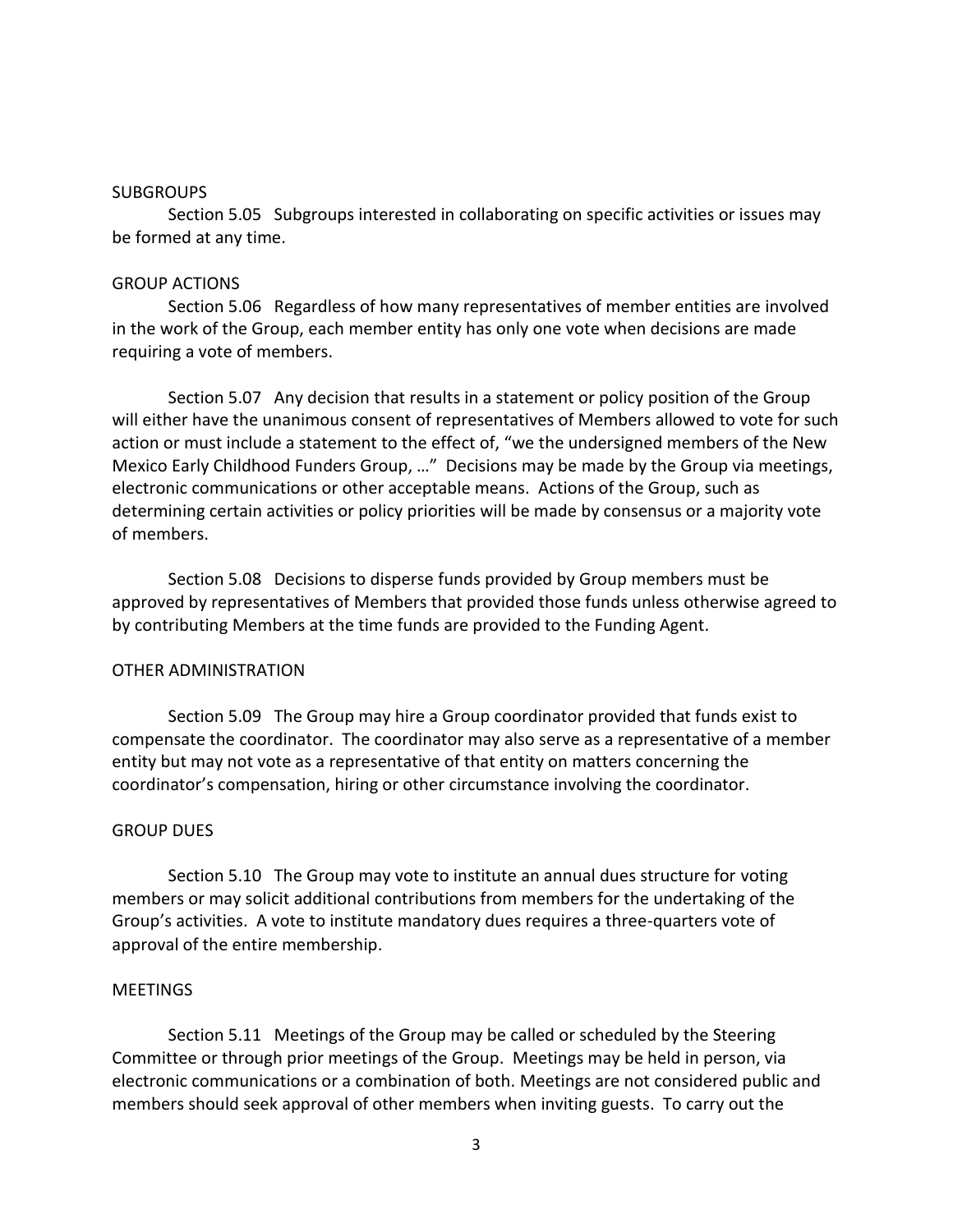SUBGROUPS

Section 5.05 Subgroups interested in collaborating on specific activities or issues may be formed at any time.

GROUP ACTIONS

Section 5.06 Regardless of how many representatives of member entities are involved in the work of the Group, each member entity has only one vote when decisions are made requiring a vote of members.

Section 5.07 Any decision that results in a statement or policy position of the Group will either have the unanimous consent of representatives of Members allowed to vote for such action or must include a statement to the effect of, "we the undersigned members of the New Mexico Early Childhood Funders Group, …" Decisions may be made by the Group via meetings, electronic communications or other acceptable means. Actions of the Group, such as determining certain activities or policy priorities will be made by consensus or a majority vote of members.

Section 5.08 Decisions to disperse funds provided by Group members must be approved by representatives of Members that provided those funds unless otherwise agreed to by contributing Members at the time funds are provided to the Funding Agent.

OTHER ADMINISTRATION

Section 5.09 The Group may hire a Group coordinator provided that funds exist to compensate the coordinator. The coordinator may also serve as a representative of a member entity but may not vote as a representative of that entity on matters concerning the coordinator's compensation, hiring or other circumstance involving the coordinator.

GROUP DUES

Section 5.10 The Group may vote to institute an annual dues structure for voting members or may solicit additional contributions from members for the undertaking of the Group's activities. A vote to institute mandatory dues requires a three-quarters vote of approval of the entire membership.

MEETINGS

Section 5.11 Meetings of the Group may be called or scheduled by the Steering Committee or through prior meetings of the Group. Meetings may be held in person, via electronic communications or a combination of both. Meetings are not considered public and members should seek approval of other members when inviting guests. To carry out the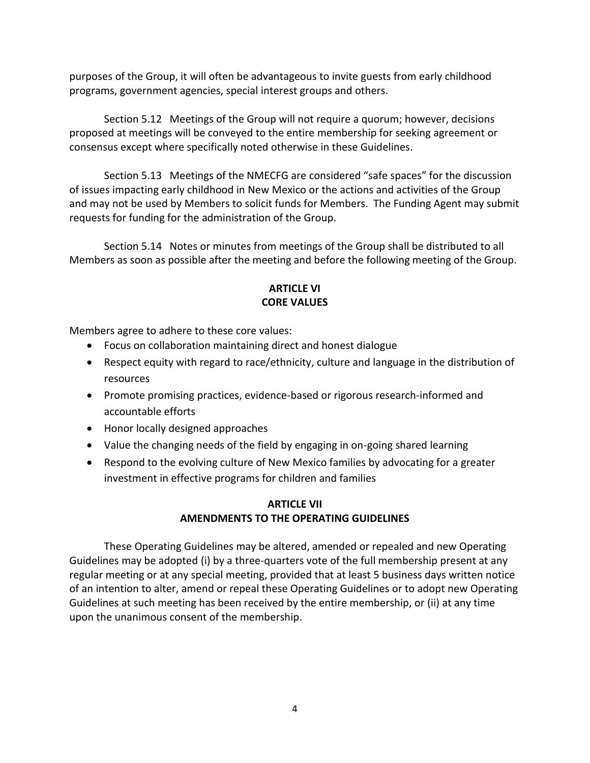purposes of the Group, it will often be advantageous to invite guests from early childhood programs, government agencies, special interest groups and others.

Section 5.12 Meetings of the Group will not require a quorum; however, decisions proposed at meetings will be conveyed to the entire membership for seeking agreement or consensus except where specifically noted otherwise in these Guidelines.

Section 5.13 Meetings of the NMECFG are considered "safe spaces" for the discussion of issues impacting early childhood in New Mexico or the actions and activities of the Group and may not be used by Members to solicit funds for Members. The Funding Agent may submit requests for funding for the administration of the Group.

Section 5.14 Notes or minutes from meetings of the Group shall be distributed to all Members as soon as possible after the meeting and before the following meeting of the Group.

## ARTICLE VI
## CORE VALUES

Members agree to adhere to these core values:

- Focus on collaboration maintaining direct and honest dialogue
- Respect equity with regard to race/ethnicity, culture and language in the distribution of resources
- Promote promising practices, evidence-based or rigorous research-informed and accountable efforts
- Honor locally designed approaches
- Value the changing needs of the field by engaging in on-going shared learning
- Respond to the evolving culture of New Mexico families by advocating for a greater investment in effective programs for children and families

## ARTICLE VII
## AMENDMENTS TO THE OPERATING GUIDELINES

These Operating Guidelines may be altered, amended or repealed and new Operating Guidelines may be adopted (i) by a three-quarters vote of the full membership present at any regular meeting or at any special meeting, provided that at least 5 business days written notice of an intention to alter, amend or repeal these Operating Guidelines or to adopt new Operating Guidelines at such meeting has been received by the entire membership, or (ii) at any time upon the unanimous consent of the membership.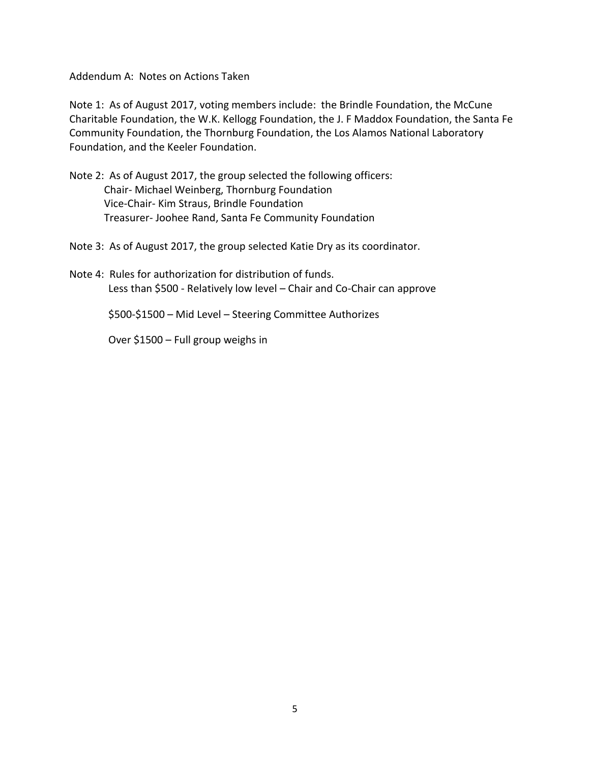Addendum A: Notes on Actions Taken

Note 1: As of August 2017, voting members include: the Brindle Foundation, the McCune Charitable Foundation, the W.K. Kellogg Foundation, the J. F Maddox Foundation, the Santa Fe Community Foundation, the Thornburg Foundation, the Los Alamos National Laboratory Foundation, and the Keeler Foundation.

Note 2: As of August 2017, the group selected the following officers:

Chair- Michael Weinberg, Thornburg Foundation
Vice-Chair- Kim Straus, Brindle Foundation
Treasurer- Joohee Rand, Santa Fe Community Foundation

Note 3: As of August 2017, the group selected Katie Dry as its coordinator.

Note 4: Rules for authorization for distribution of funds.

Less than $500 - Relatively low level – Chair and Co-Chair can approve

$500-$1500 – Mid Level – Steering Committee Authorizes

Over $1500 – Full group weighs in